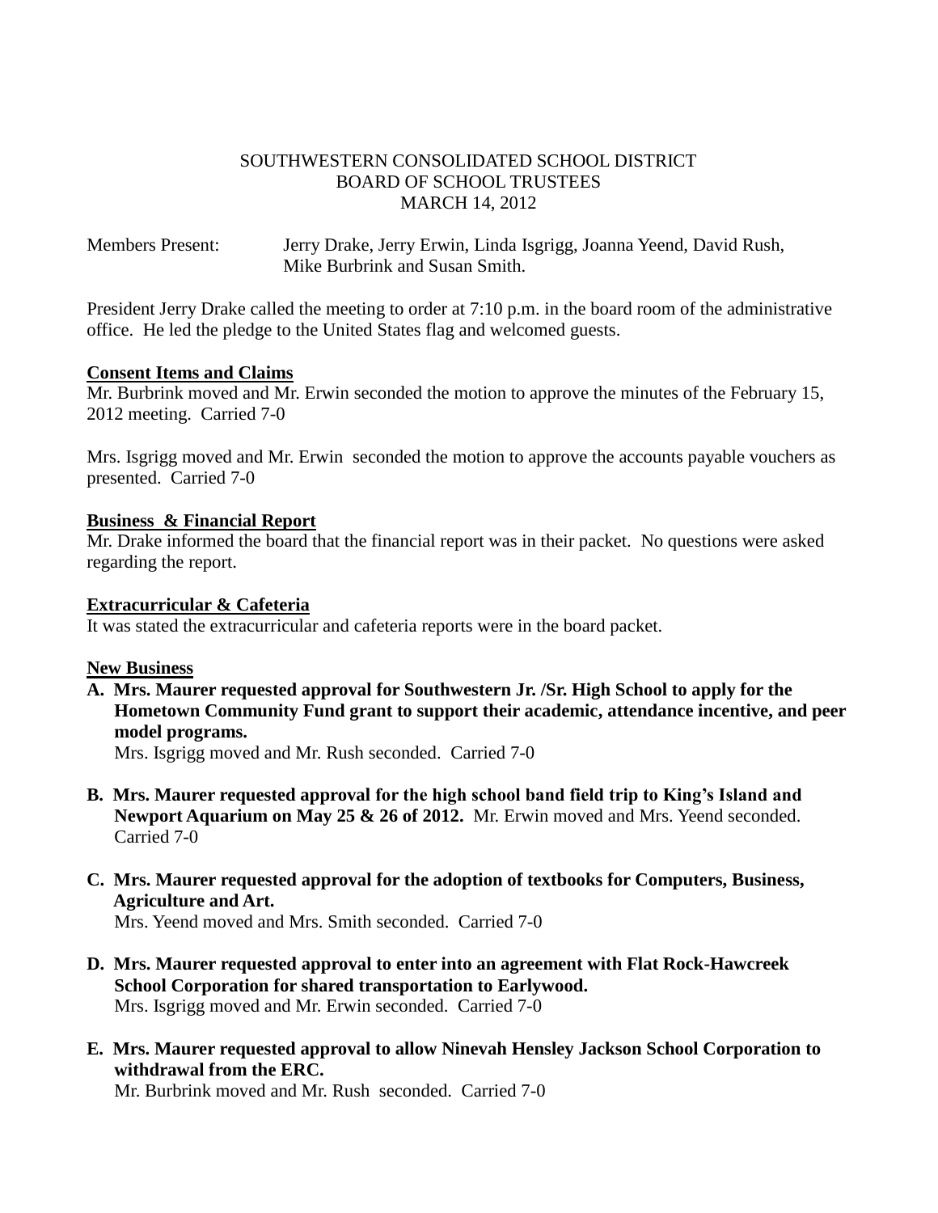SOUTHWESTERN CONSOLIDATED SCHOOL DISTRICT
BOARD OF SCHOOL TRUSTEES
MARCH 14, 2012

Members Present: Jerry Drake, Jerry Erwin, Linda Isgrigg, Joanna Yeend, David Rush, Mike Burbrink and Susan Smith.

President Jerry Drake called the meeting to order at 7:10 p.m. in the board room of the administrative office. He led the pledge to the United States flag and welcomed guests.

**Consent Items and Claims**

Mr. Burbrink moved and Mr. Erwin seconded the motion to approve the minutes of the February 15, 2012 meeting. Carried 7-0

Mrs. Isgrigg moved and Mr. Erwin seconded the motion to approve the accounts payable vouchers as presented. Carried 7-0

**Business & Financial Report**

Mr. Drake informed the board that the financial report was in their packet. No questions were asked regarding the report.

**Extracurricular & Cafeteria**

It was stated the extracurricular and cafeteria reports were in the board packet.

**New Business**

**A. Mrs. Maurer requested approval for Southwestern Jr. /Sr. High School to apply for the Hometown Community Fund grant to support their academic, attendance incentive, and peer model programs.**
Mrs. Isgrigg moved and Mr. Rush seconded. Carried 7-0

**B. Mrs. Maurer requested approval for the high school band field trip to King's Island and Newport Aquarium on May 25 & 26 of 2012.** Mr. Erwin moved and Mrs. Yeend seconded. Carried 7-0

**C. Mrs. Maurer requested approval for the adoption of textbooks for Computers, Business, Agriculture and Art.**
Mrs. Yeend moved and Mrs. Smith seconded. Carried 7-0

**D. Mrs. Maurer requested approval to enter into an agreement with Flat Rock-Hawcreek School Corporation for shared transportation to Earlywood.**
Mrs. Isgrigg moved and Mr. Erwin seconded. Carried 7-0

**E. Mrs. Maurer requested approval to allow Ninevah Hensley Jackson School Corporation to withdrawal from the ERC.**
Mr. Burbrink moved and Mr. Rush seconded. Carried 7-0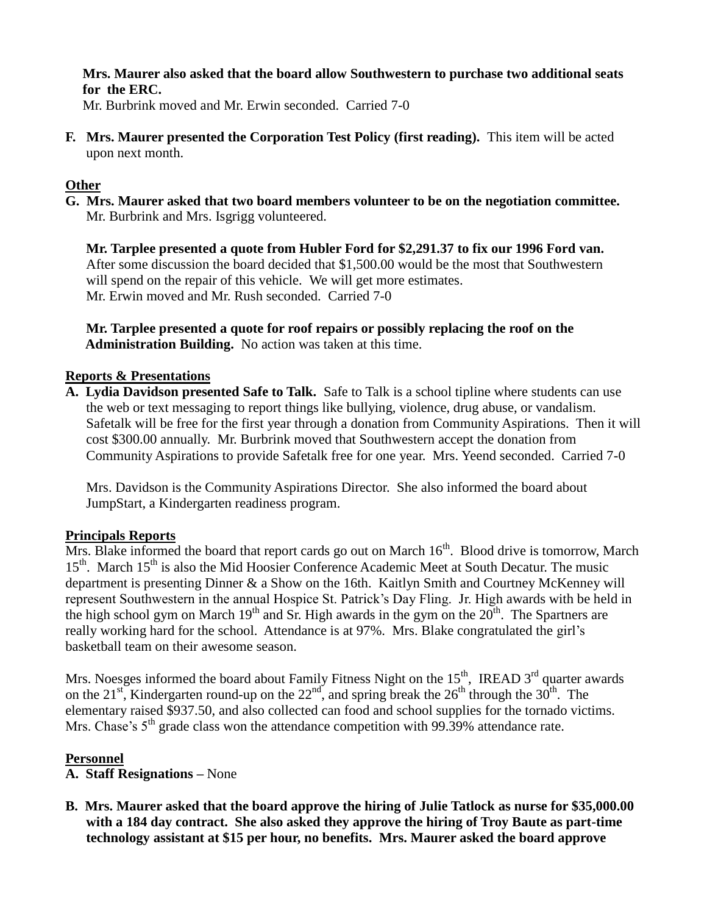**Mrs. Maurer also asked that the board allow Southwestern to purchase two additional seats for the ERC.**
Mr. Burbrink moved and Mr. Erwin seconded. Carried 7-0

**F. Mrs. Maurer presented the Corporation Test Policy (first reading).** This item will be acted upon next month.

## Other

**G. Mrs. Maurer asked that two board members volunteer to be on the negotiation committee.** Mr. Burbrink and Mrs. Isgrigg volunteered.

**Mr. Tarplee presented a quote from Hubler Ford for $2,291.37 to fix our 1996 Ford van.** After some discussion the board decided that $1,500.00 would be the most that Southwestern will spend on the repair of this vehicle. We will get more estimates.
Mr. Erwin moved and Mr. Rush seconded. Carried 7-0

**Mr. Tarplee presented a quote for roof repairs or possibly replacing the roof on the Administration Building.** No action was taken at this time.

## Reports & Presentations

**A. Lydia Davidson presented Safe to Talk.** Safe to Talk is a school tipline where students can use the web or text messaging to report things like bullying, violence, drug abuse, or vandalism. Safetalk will be free for the first year through a donation from Community Aspirations. Then it will cost $300.00 annually. Mr. Burbrink moved that Southwestern accept the donation from Community Aspirations to provide Safetalk free for one year. Mrs. Yeend seconded. Carried 7-0

Mrs. Davidson is the Community Aspirations Director. She also informed the board about JumpStart, a Kindergarten readiness program.

## Principals Reports

Mrs. Blake informed the board that report cards go out on March 16th. Blood drive is tomorrow, March 15th. March 15th is also the Mid Hoosier Conference Academic Meet at South Decatur. The music department is presenting Dinner & a Show on the 16th. Kaitlyn Smith and Courtney McKenney will represent Southwestern in the annual Hospice St. Patrick's Day Fling. Jr. High awards with be held in the high school gym on March 19th and Sr. High awards in the gym on the 20th. The Spartners are really working hard for the school. Attendance is at 97%. Mrs. Blake congratulated the girl's basketball team on their awesome season.

Mrs. Noesges informed the board about Family Fitness Night on the 15th, IREAD 3rd quarter awards on the 21st, Kindergarten round-up on the 22nd, and spring break the 26th through the 30th. The elementary raised $937.50, and also collected can food and school supplies for the tornado victims. Mrs. Chase's 5th grade class won the attendance competition with 99.39% attendance rate.

## Personnel

**A. Staff Resignations –** None

**B. Mrs. Maurer asked that the board approve the hiring of Julie Tatlock as nurse for $35,000.00 with a 184 day contract. She also asked they approve the hiring of Troy Baute as part-time technology assistant at $15 per hour, no benefits. Mrs. Maurer asked the board approve**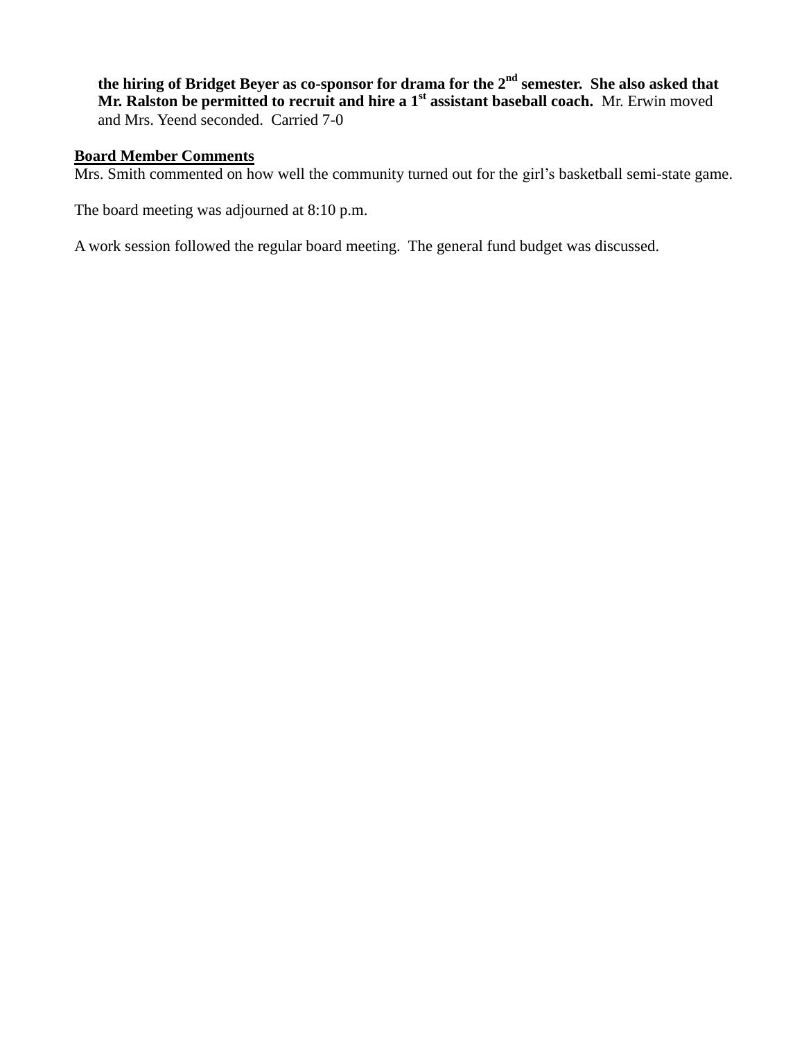**the hiring of Bridget Beyer as co-sponsor for drama for the 2nd semester. She also asked that Mr. Ralston be permitted to recruit and hire a 1st assistant baseball coach.** Mr. Erwin moved and Mrs. Yeend seconded. Carried 7-0

**Board Member Comments**

Mrs. Smith commented on how well the community turned out for the girl's basketball semi-state game.

The board meeting was adjourned at 8:10 p.m.

A work session followed the regular board meeting. The general fund budget was discussed.